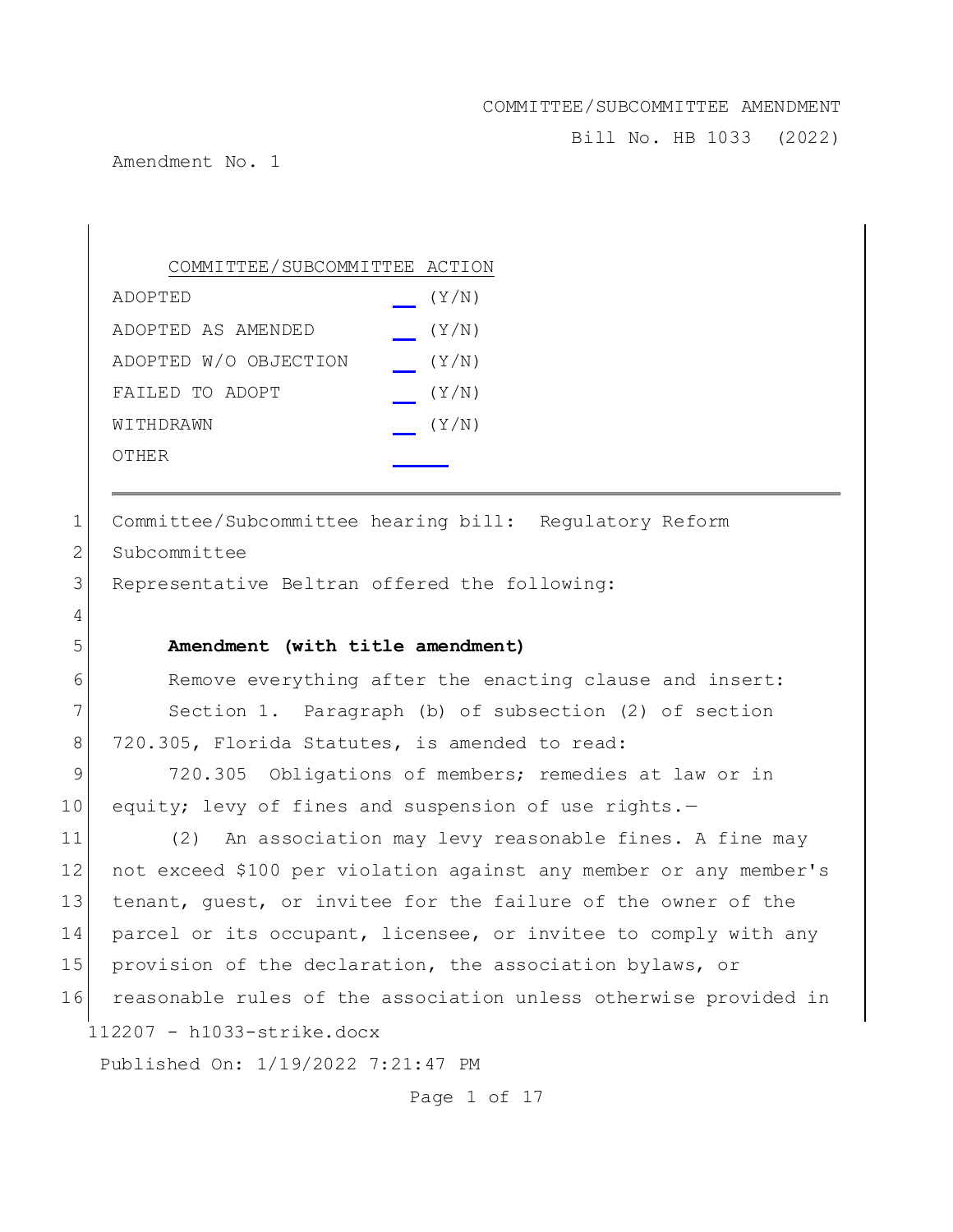COMMITTEE/SUBCOMMITTEE AMENDMENT

Bill No. HB 1033 (2022)

Amendment No. 1

| COMMITTEE/SUBCOMMITTEE ACTION | |
|---|---|
| ADOPTED | ___ (Y/N) |
| ADOPTED AS AMENDED | ___ (Y/N) |
| ADOPTED W/O OBJECTION | ___ (Y/N) |
| FAILED TO ADOPT | ___ (Y/N) |
| WITHDRAWN | ___ (Y/N) |
| OTHER | ___ |

---

Committee/Subcommittee hearing bill: Regulatory Reform Subcommittee

Representative Beltran offered the following:

**Amendment (with title amendment)**

Remove everything after the enacting clause and insert:

Section 1. Paragraph (b) of subsection (2) of section 720.305, Florida Statutes, is amended to read:

720.305 Obligations of members; remedies at law or in equity; levy of fines and suspension of use rights.—

(2) An association may levy reasonable fines. A fine may not exceed $100 per violation against any member or any member's tenant, guest, or invitee for the failure of the owner of the parcel or its occupant, licensee, or invitee to comply with any provision of the declaration, the association bylaws, or reasonable rules of the association unless otherwise provided in

112207 - h1033-strike.docx

Published On: 1/19/2022 7:21:47 PM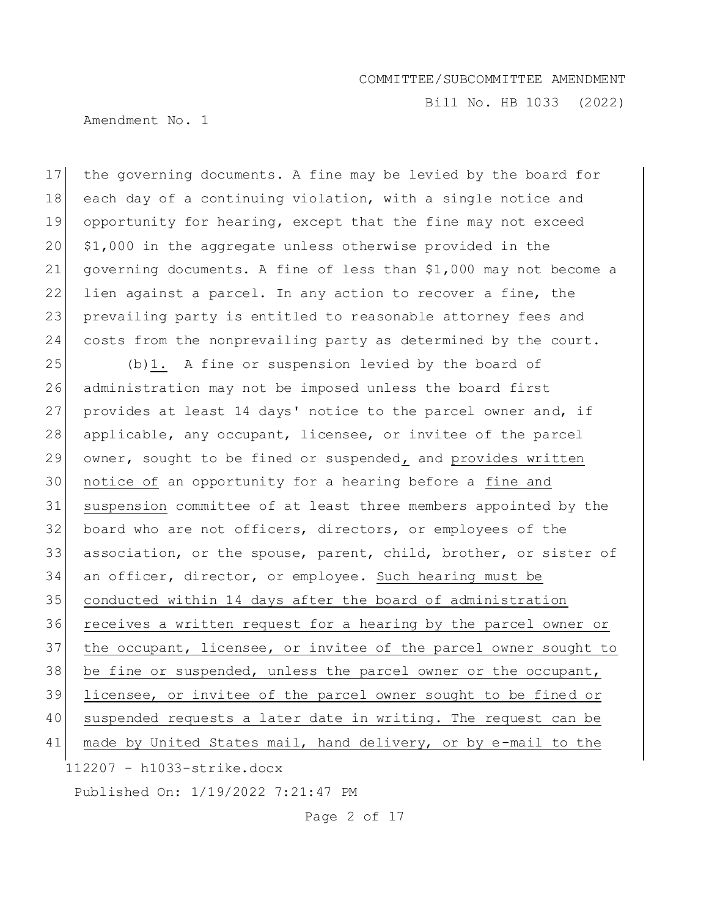the governing documents. A fine may be levied by the board for each day of a continuing violation, with a single notice and opportunity for hearing, except that the fine may not exceed $1,000 in the aggregate unless otherwise provided in the governing documents. A fine of less than $1,000 may not become a lien against a parcel. In any action to recover a fine, the prevailing party is entitled to reasonable attorney fees and costs from the nonprevailing party as determined by the court.

(b)1. A fine or suspension levied by the board of administration may not be imposed unless the board first provides at least 14 days' notice to the parcel owner and, if applicable, any occupant, licensee, or invitee of the parcel owner, sought to be fined or suspended, and provides written notice of an opportunity for a hearing before a fine and suspension committee of at least three members appointed by the board who are not officers, directors, or employees of the association, or the spouse, parent, child, brother, or sister of an officer, director, or employee. Such hearing must be conducted within 14 days after the board of administration receives a written request for a hearing by the parcel owner or the occupant, licensee, or invitee of the parcel owner sought to be fine or suspended, unless the parcel owner or the occupant, licensee, or invitee of the parcel owner sought to be fined or suspended requests a later date in writing. The request can be made by United States mail, hand delivery, or by e-mail to the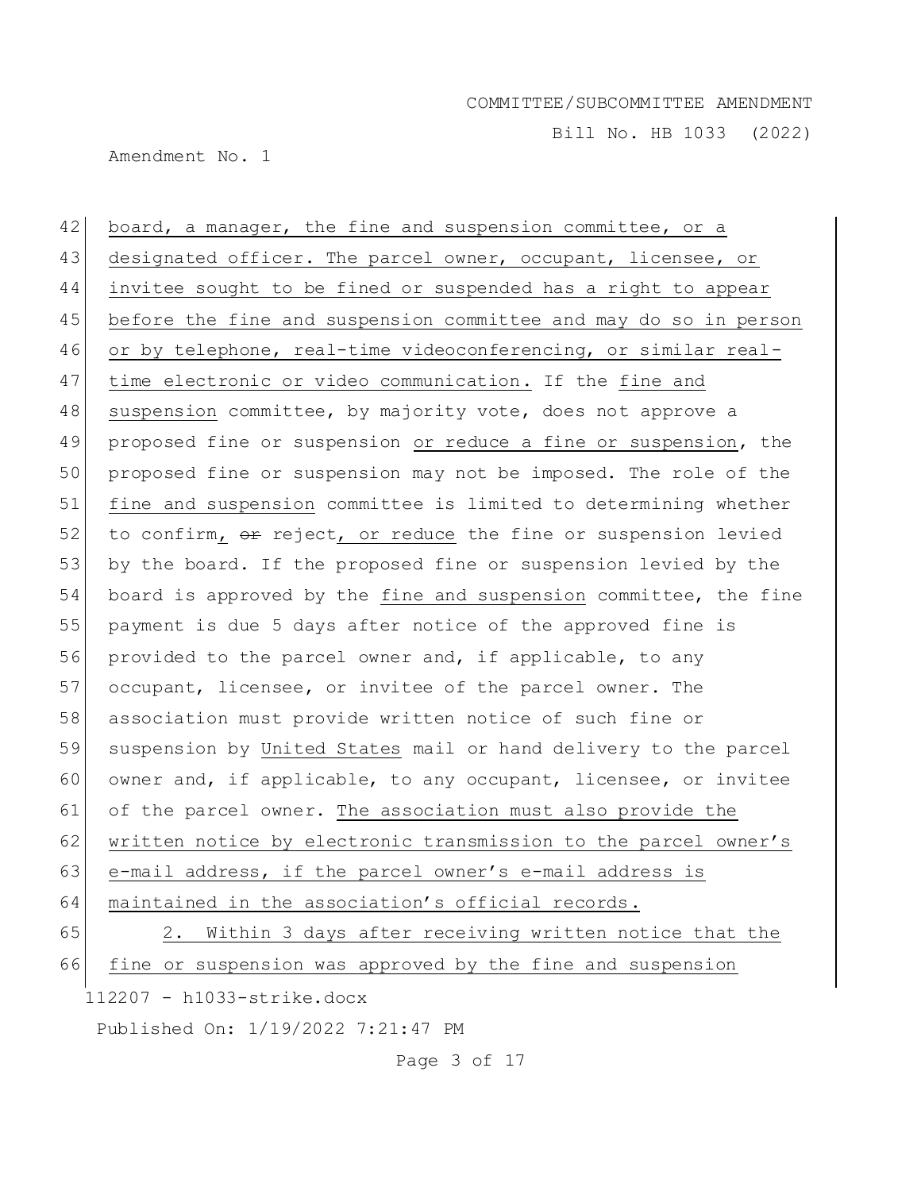board, a manager, the fine and suspension committee, or a designated officer. The parcel owner, occupant, licensee, or invitee sought to be fined or suspended has a right to appear before the fine and suspension committee and may do so in person or by telephone, real-time videoconferencing, or similar real-time electronic or video communication. If the fine and suspension committee, by majority vote, does not approve a proposed fine or suspension or reduce a fine or suspension, the proposed fine or suspension may not be imposed. The role of the fine and suspension committee is limited to determining whether to confirm, ~~or~~ reject, or reduce the fine or suspension levied by the board. If the proposed fine or suspension levied by the board is approved by the fine and suspension committee, the fine payment is due 5 days after notice of the approved fine is provided to the parcel owner and, if applicable, to any occupant, licensee, or invitee of the parcel owner. The association must provide written notice of such fine or suspension by United States mail or hand delivery to the parcel owner and, if applicable, to any occupant, licensee, or invitee of the parcel owner. The association must also provide the written notice by electronic transmission to the parcel owner's e-mail address, if the parcel owner's e-mail address is maintained in the association's official records.

2. Within 3 days after receiving written notice that the fine or suspension was approved by the fine and suspension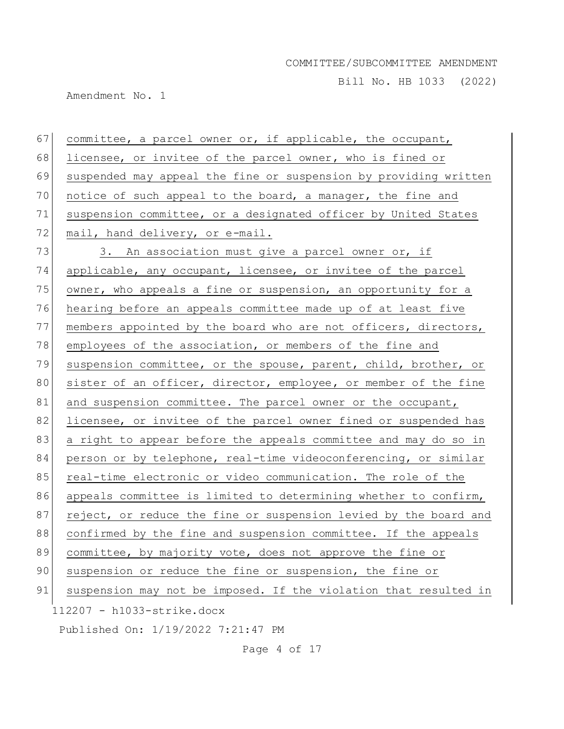committee, a parcel owner or, if applicable, the occupant, licensee, or invitee of the parcel owner, who is fined or suspended may appeal the fine or suspension by providing written notice of such appeal to the board, a manager, the fine and suspension committee, or a designated officer by United States mail, hand delivery, or e-mail.

3. An association must give a parcel owner or, if applicable, any occupant, licensee, or invitee of the parcel owner, who appeals a fine or suspension, an opportunity for a hearing before an appeals committee made up of at least five members appointed by the board who are not officers, directors, employees of the association, or members of the fine and suspension committee, or the spouse, parent, child, brother, or sister of an officer, director, employee, or member of the fine and suspension committee. The parcel owner or the occupant, licensee, or invitee of the parcel owner fined or suspended has a right to appear before the appeals committee and may do so in person or by telephone, real-time videoconferencing, or similar real-time electronic or video communication. The role of the appeals committee is limited to determining whether to confirm, reject, or reduce the fine or suspension levied by the board and confirmed by the fine and suspension committee. If the appeals committee, by majority vote, does not approve the fine or suspension or reduce the fine or suspension, the fine or suspension may not be imposed. If the violation that resulted in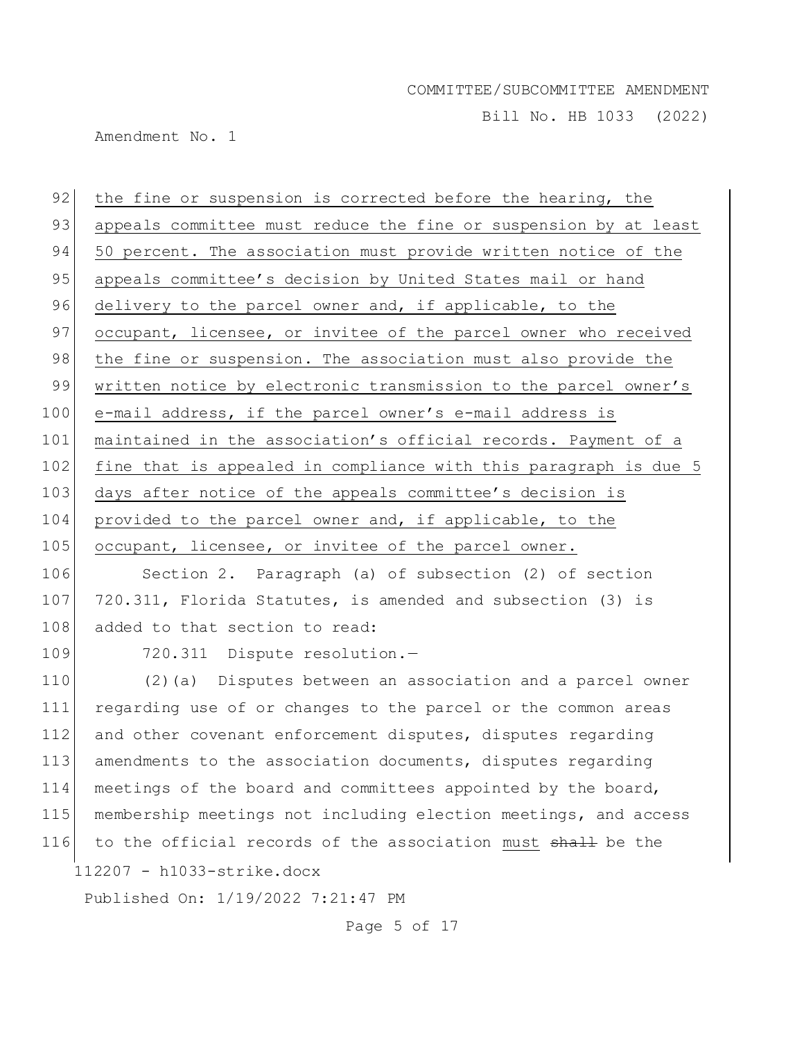the fine or suspension is corrected before the hearing, the appeals committee must reduce the fine or suspension by at least 50 percent. The association must provide written notice of the appeals committee's decision by United States mail or hand delivery to the parcel owner and, if applicable, to the occupant, licensee, or invitee of the parcel owner who received the fine or suspension. The association must also provide the written notice by electronic transmission to the parcel owner's e-mail address, if the parcel owner's e-mail address is maintained in the association's official records. Payment of a fine that is appealed in compliance with this paragraph is due 5 days after notice of the appeals committee's decision is provided to the parcel owner and, if applicable, to the occupant, licensee, or invitee of the parcel owner.

Section 2. Paragraph (a) of subsection (2) of section 720.311, Florida Statutes, is amended and subsection (3) is added to that section to read:

720.311 Dispute resolution.—

(2)(a) Disputes between an association and a parcel owner regarding use of or changes to the parcel or the common areas and other covenant enforcement disputes, disputes regarding amendments to the association documents, disputes regarding meetings of the board and committees appointed by the board, membership meetings not including election meetings, and access to the official records of the association must ~~shall~~ be the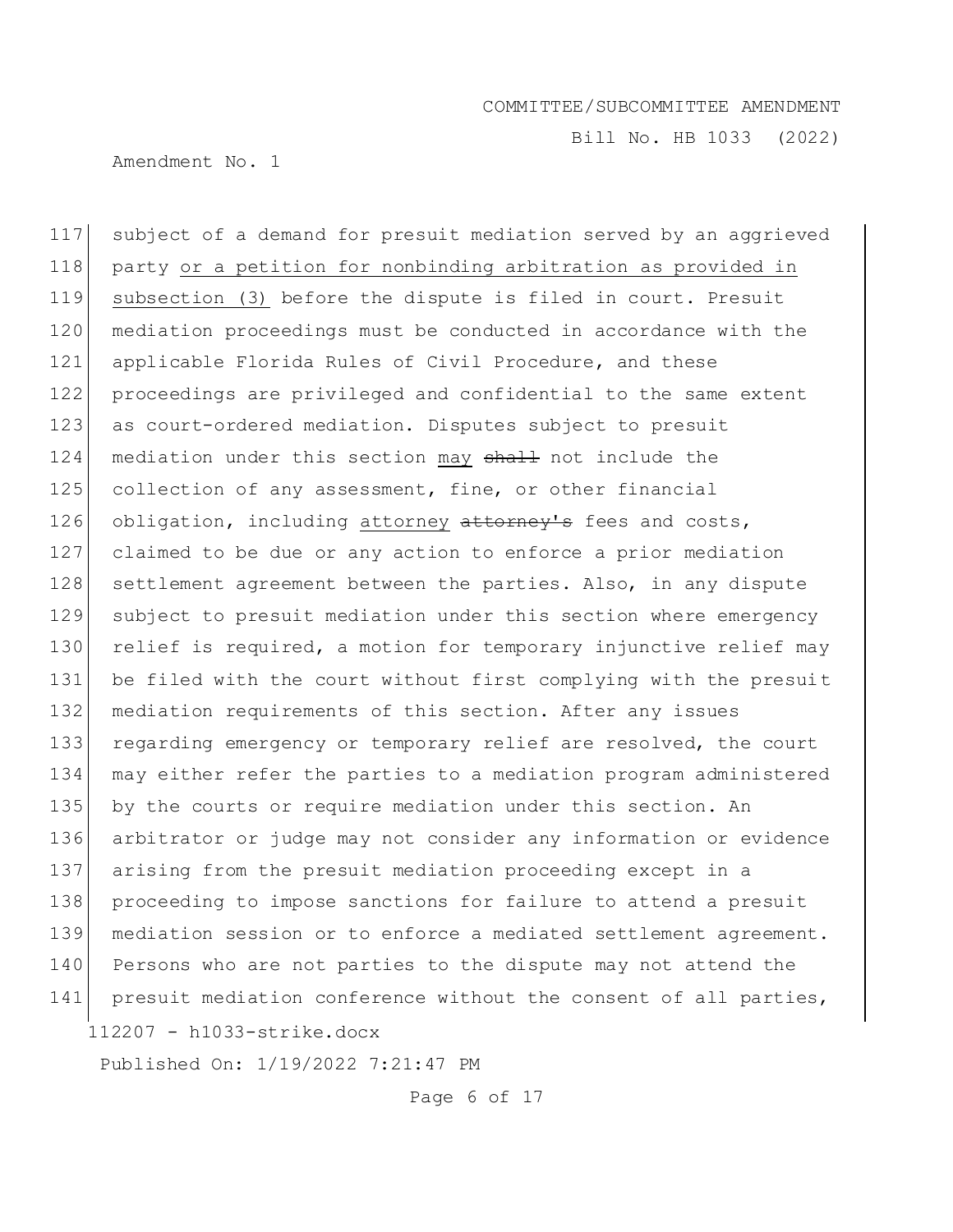117 subject of a demand for presuit mediation served by an aggrieved
118 party <u>or a petition for nonbinding arbitration as provided in</u>
119 <u>subsection (3)</u> before the dispute is filed in court. Presuit
120 mediation proceedings must be conducted in accordance with the
121 applicable Florida Rules of Civil Procedure, and these
122 proceedings are privileged and confidential to the same extent
123 as court-ordered mediation. Disputes subject to presuit
124 mediation under this section <u>may</u> ~~shall~~ not include the
125 collection of any assessment, fine, or other financial
126 obligation, including <u>attorney</u> ~~attorney's~~ fees and costs,
127 claimed to be due or any action to enforce a prior mediation
128 settlement agreement between the parties. Also, in any dispute
129 subject to presuit mediation under this section where emergency
130 relief is required, a motion for temporary injunctive relief may
131 be filed with the court without first complying with the presuit
132 mediation requirements of this section. After any issues
133 regarding emergency or temporary relief are resolved, the court
134 may either refer the parties to a mediation program administered
135 by the courts or require mediation under this section. An
136 arbitrator or judge may not consider any information or evidence
137 arising from the presuit mediation proceeding except in a
138 proceeding to impose sanctions for failure to attend a presuit
139 mediation session or to enforce a mediated settlement agreement.
140 Persons who are not parties to the dispute may not attend the
141 presuit mediation conference without the consent of all parties,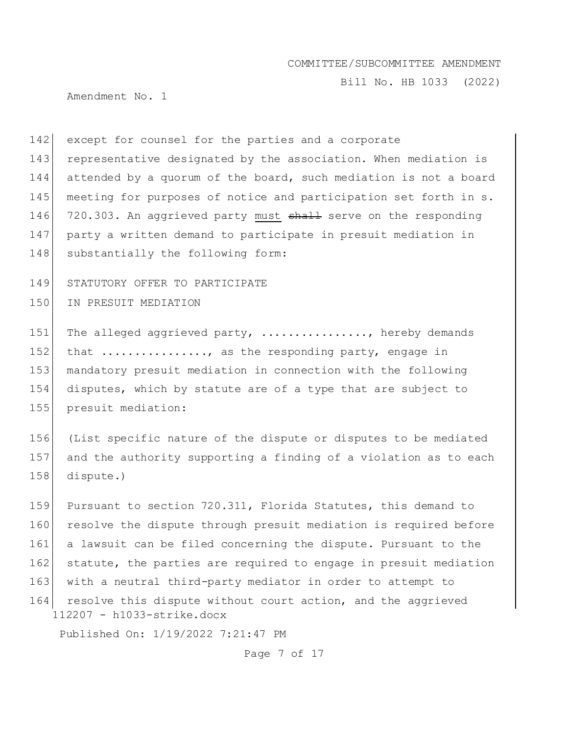except for counsel for the parties and a corporate representative designated by the association. When mediation is attended by a quorum of the board, such mediation is not a board meeting for purposes of notice and participation set forth in s. 720.303. An aggrieved party must ~~shall~~ serve on the responding party a written demand to participate in presuit mediation in substantially the following form:

STATUTORY OFFER TO PARTICIPATE
IN PRESUIT MEDIATION

The alleged aggrieved party, ................, hereby demands that ................, as the responding party, engage in mandatory presuit mediation in connection with the following disputes, which by statute are of a type that are subject to presuit mediation:

(List specific nature of the dispute or disputes to be mediated and the authority supporting a finding of a violation as to each dispute.)

Pursuant to section 720.311, Florida Statutes, this demand to resolve the dispute through presuit mediation is required before a lawsuit can be filed concerning the dispute. Pursuant to the statute, the parties are required to engage in presuit mediation with a neutral third-party mediator in order to attempt to resolve this dispute without court action, and the aggrieved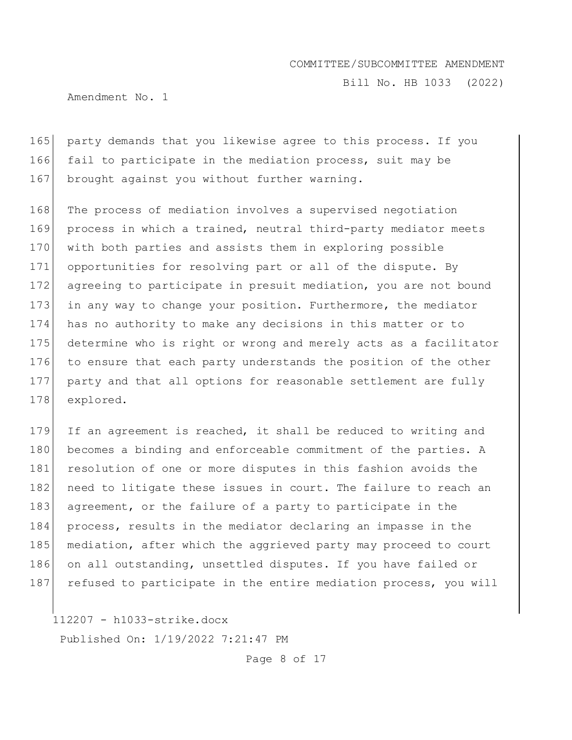party demands that you likewise agree to this process. If you fail to participate in the mediation process, suit may be brought against you without further warning.

The process of mediation involves a supervised negotiation process in which a trained, neutral third-party mediator meets with both parties and assists them in exploring possible opportunities for resolving part or all of the dispute. By agreeing to participate in presuit mediation, you are not bound in any way to change your position. Furthermore, the mediator has no authority to make any decisions in this matter or to determine who is right or wrong and merely acts as a facilitator to ensure that each party understands the position of the other party and that all options for reasonable settlement are fully explored.

If an agreement is reached, it shall be reduced to writing and becomes a binding and enforceable commitment of the parties. A resolution of one or more disputes in this fashion avoids the need to litigate these issues in court. The failure to reach an agreement, or the failure of a party to participate in the process, results in the mediator declaring an impasse in the mediation, after which the aggrieved party may proceed to court on all outstanding, unsettled disputes. If you have failed or refused to participate in the entire mediation process, you will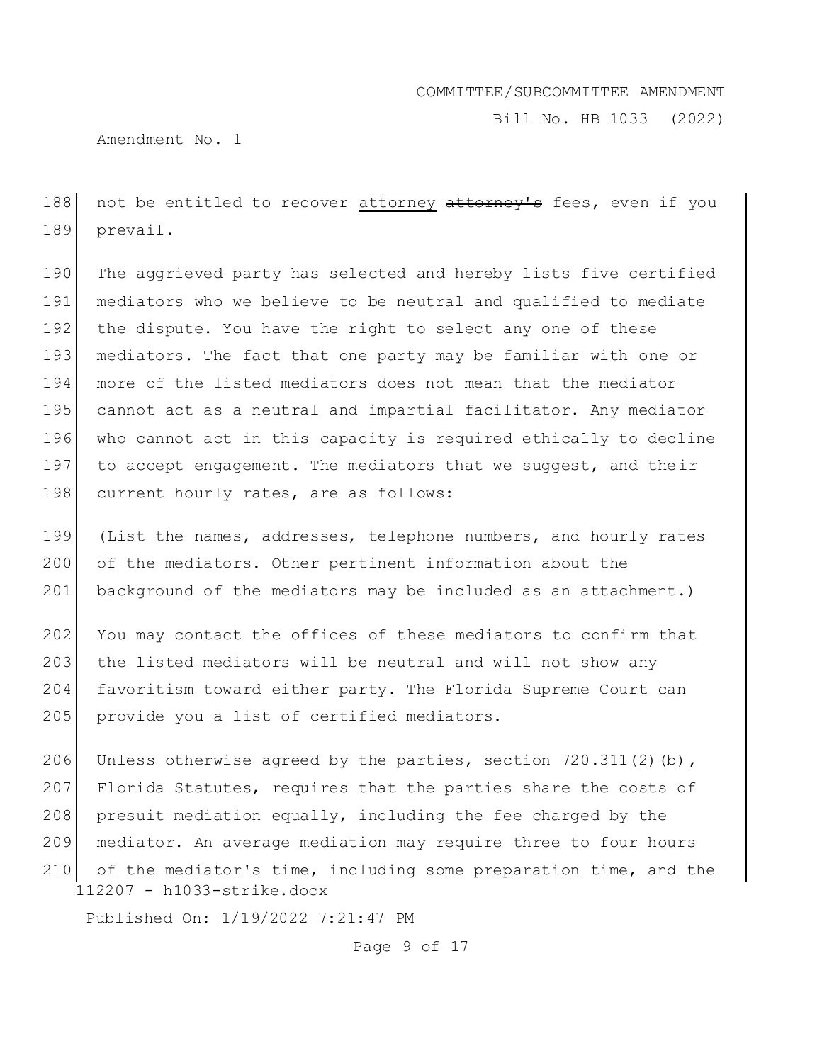188 not be entitled to recover <u>attorney</u> ~~attorney's~~ fees, even if you
189 prevail.

190 The aggrieved party has selected and hereby lists five certified
191 mediators who we believe to be neutral and qualified to mediate
192 the dispute. You have the right to select any one of these
193 mediators. The fact that one party may be familiar with one or
194 more of the listed mediators does not mean that the mediator
195 cannot act as a neutral and impartial facilitator. Any mediator
196 who cannot act in this capacity is required ethically to decline
197 to accept engagement. The mediators that we suggest, and their
198 current hourly rates, are as follows:

199 (List the names, addresses, telephone numbers, and hourly rates
200 of the mediators. Other pertinent information about the
201 background of the mediators may be included as an attachment.)

202 You may contact the offices of these mediators to confirm that
203 the listed mediators will be neutral and will not show any
204 favoritism toward either party. The Florida Supreme Court can
205 provide you a list of certified mediators.

206 Unless otherwise agreed by the parties, section 720.311(2)(b),
207 Florida Statutes, requires that the parties share the costs of
208 presuit mediation equally, including the fee charged by the
209 mediator. An average mediation may require three to four hours
210 of the mediator's time, including some preparation time, and the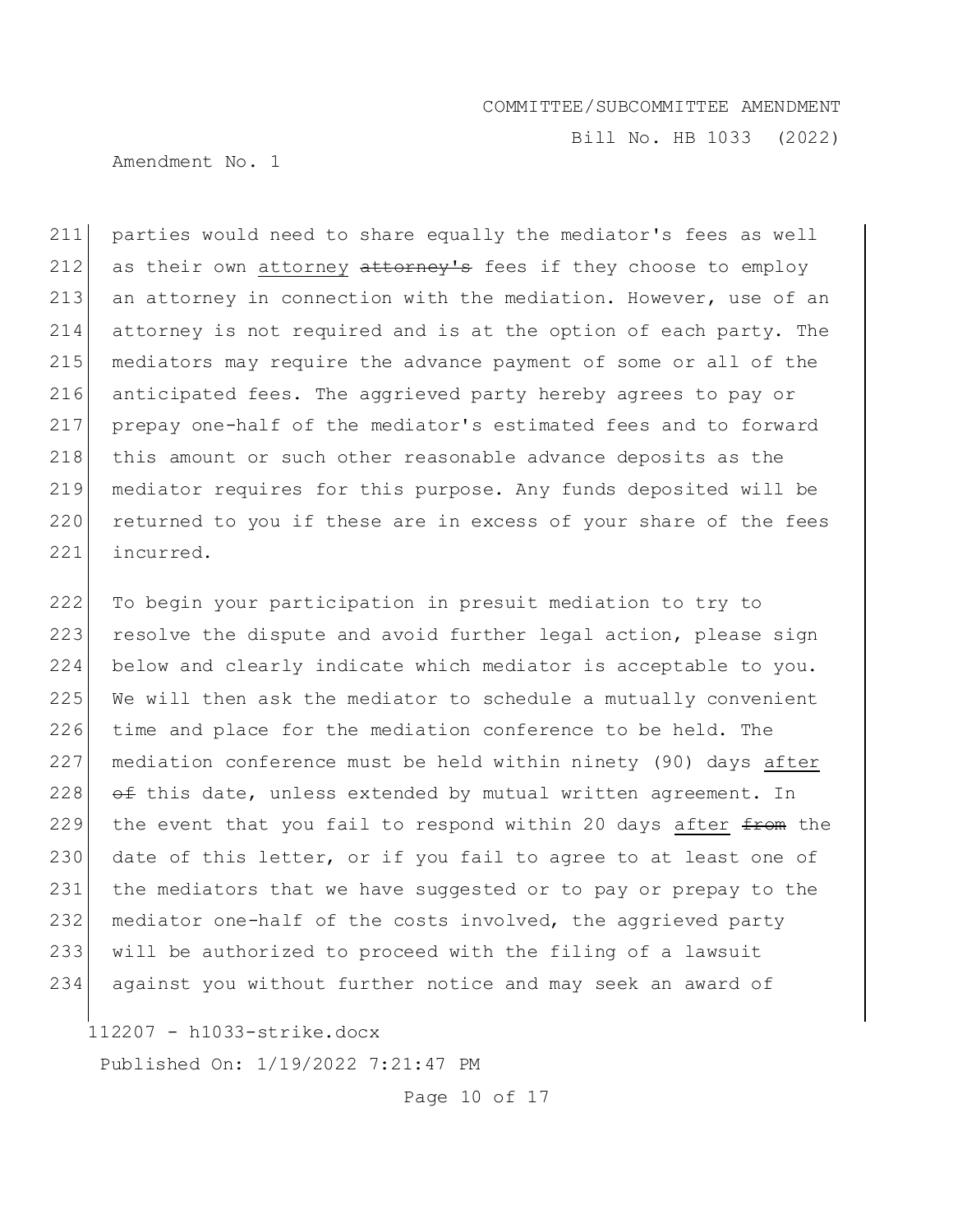parties would need to share equally the mediator's fees as well as their own <u>attorney</u> ~~attorney's~~ fees if they choose to employ an attorney in connection with the mediation. However, use of an attorney is not required and is at the option of each party. The mediators may require the advance payment of some or all of the anticipated fees. The aggrieved party hereby agrees to pay or prepay one-half of the mediator's estimated fees and to forward this amount or such other reasonable advance deposits as the mediator requires for this purpose. Any funds deposited will be returned to you if these are in excess of your share of the fees incurred.

To begin your participation in presuit mediation to try to resolve the dispute and avoid further legal action, please sign below and clearly indicate which mediator is acceptable to you. We will then ask the mediator to schedule a mutually convenient time and place for the mediation conference to be held. The mediation conference must be held within ninety (90) days <u>after</u> ~~of~~ this date, unless extended by mutual written agreement. In the event that you fail to respond within 20 days <u>after</u> ~~from~~ the date of this letter, or if you fail to agree to at least one of the mediators that we have suggested or to pay or prepay to the mediator one-half of the costs involved, the aggrieved party will be authorized to proceed with the filing of a lawsuit against you without further notice and may seek an award of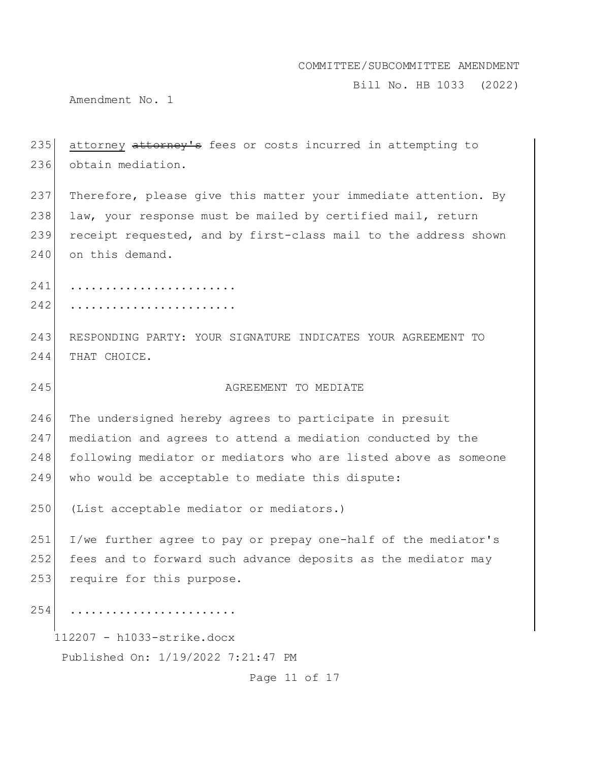attorney ~~attorney's~~ fees or costs incurred in attempting to obtain mediation.

Therefore, please give this matter your immediate attention. By law, your response must be mailed by certified mail, return receipt requested, and by first-class mail to the address shown on this demand.

......................

......................

RESPONDING PARTY: YOUR SIGNATURE INDICATES YOUR AGREEMENT TO THAT CHOICE.

AGREEMENT TO MEDIATE

The undersigned hereby agrees to participate in presuit mediation and agrees to attend a mediation conducted by the following mediator or mediators who are listed above as someone who would be acceptable to mediate this dispute:

(List acceptable mediator or mediators.)

I/we further agree to pay or prepay one-half of the mediator's fees and to forward such advance deposits as the mediator may require for this purpose.

......................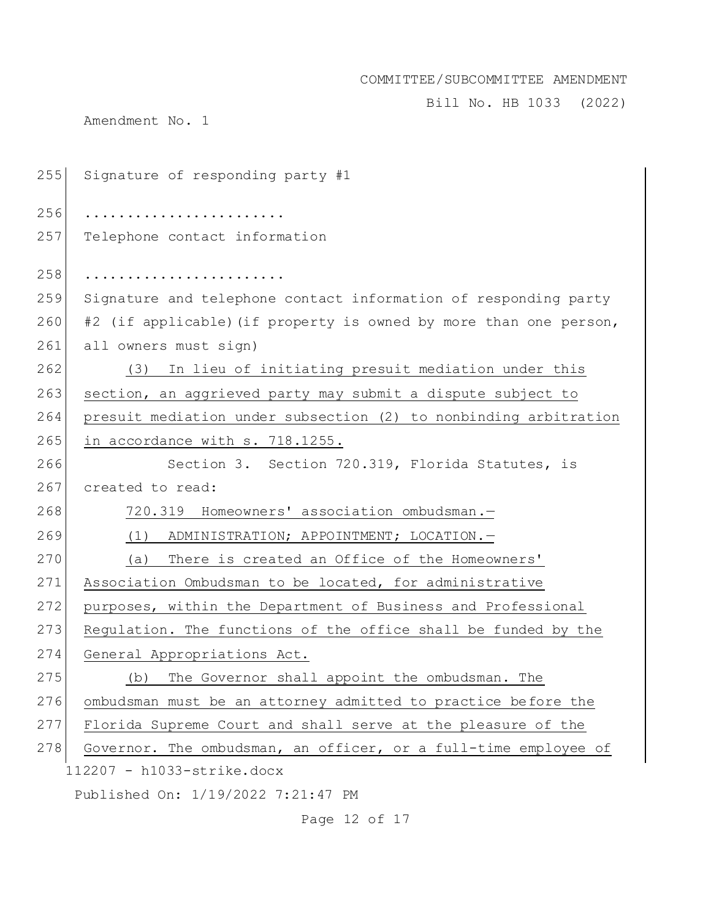Signature of responding party #1

........................

Telephone contact information

........................

Signature and telephone contact information of responding party #2 (if applicable)(if property is owned by more than one person, all owners must sign)

(3) In lieu of initiating presuit mediation under this section, an aggrieved party may submit a dispute subject to presuit mediation under subsection (2) to nonbinding arbitration in accordance with s. 718.1255.

Section 3. Section 720.319, Florida Statutes, is created to read:

720.319 Homeowners' association ombudsman.—

(1) ADMINISTRATION; APPOINTMENT; LOCATION.—

(a) There is created an Office of the Homeowners' Association Ombudsman to be located, for administrative purposes, within the Department of Business and Professional Regulation. The functions of the office shall be funded by the General Appropriations Act.

(b) The Governor shall appoint the ombudsman. The ombudsman must be an attorney admitted to practice before the Florida Supreme Court and shall serve at the pleasure of the Governor. The ombudsman, an officer, or a full-time employee of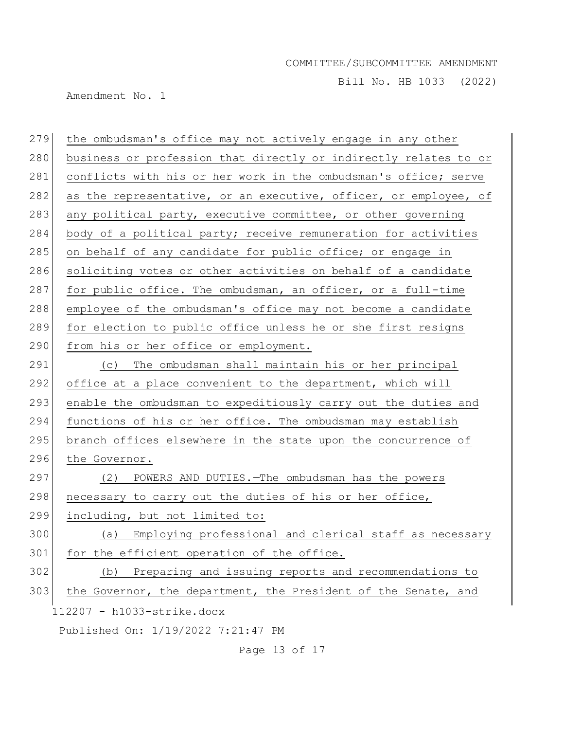the ombudsman's office may not actively engage in any other business or profession that directly or indirectly relates to or conflicts with his or her work in the ombudsman's office; serve as the representative, or an executive, officer, or employee, of any political party, executive committee, or other governing body of a political party; receive remuneration for activities on behalf of any candidate for public office; or engage in soliciting votes or other activities on behalf of a candidate for public office. The ombudsman, an officer, or a full-time employee of the ombudsman's office may not become a candidate for election to public office unless he or she first resigns from his or her office or employment.

(c) The ombudsman shall maintain his or her principal office at a place convenient to the department, which will enable the ombudsman to expeditiously carry out the duties and functions of his or her office. The ombudsman may establish branch offices elsewhere in the state upon the concurrence of the Governor.

(2) POWERS AND DUTIES.—The ombudsman has the powers necessary to carry out the duties of his or her office, including, but not limited to:

(a) Employing professional and clerical staff as necessary for the efficient operation of the office.

(b) Preparing and issuing reports and recommendations to the Governor, the department, the President of the Senate, and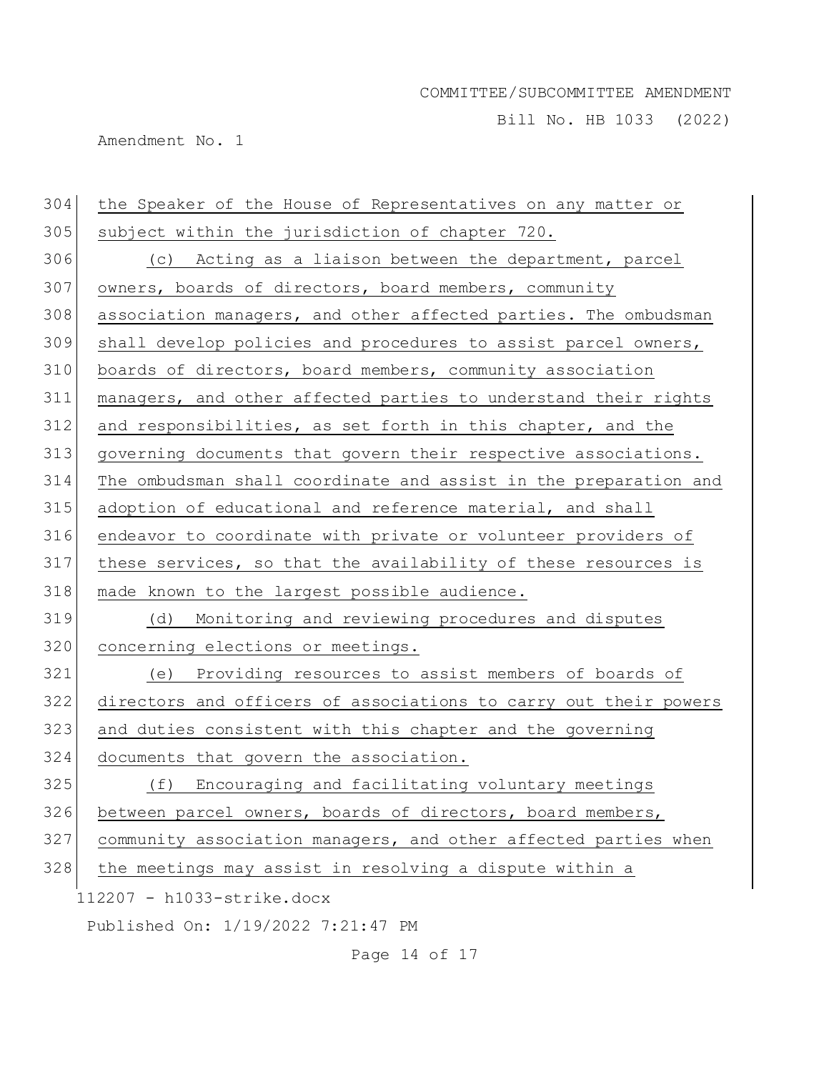the Speaker of the House of Representatives on any matter or subject within the jurisdiction of chapter 720.

(c) Acting as a liaison between the department, parcel owners, boards of directors, board members, community association managers, and other affected parties. The ombudsman shall develop policies and procedures to assist parcel owners, boards of directors, board members, community association managers, and other affected parties to understand their rights and responsibilities, as set forth in this chapter, and the governing documents that govern their respective associations. The ombudsman shall coordinate and assist in the preparation and adoption of educational and reference material, and shall endeavor to coordinate with private or volunteer providers of these services, so that the availability of these resources is made known to the largest possible audience.

(d) Monitoring and reviewing procedures and disputes concerning elections or meetings.

(e) Providing resources to assist members of boards of directors and officers of associations to carry out their powers and duties consistent with this chapter and the governing documents that govern the association.

(f) Encouraging and facilitating voluntary meetings between parcel owners, boards of directors, board members, community association managers, and other affected parties when the meetings may assist in resolving a dispute within a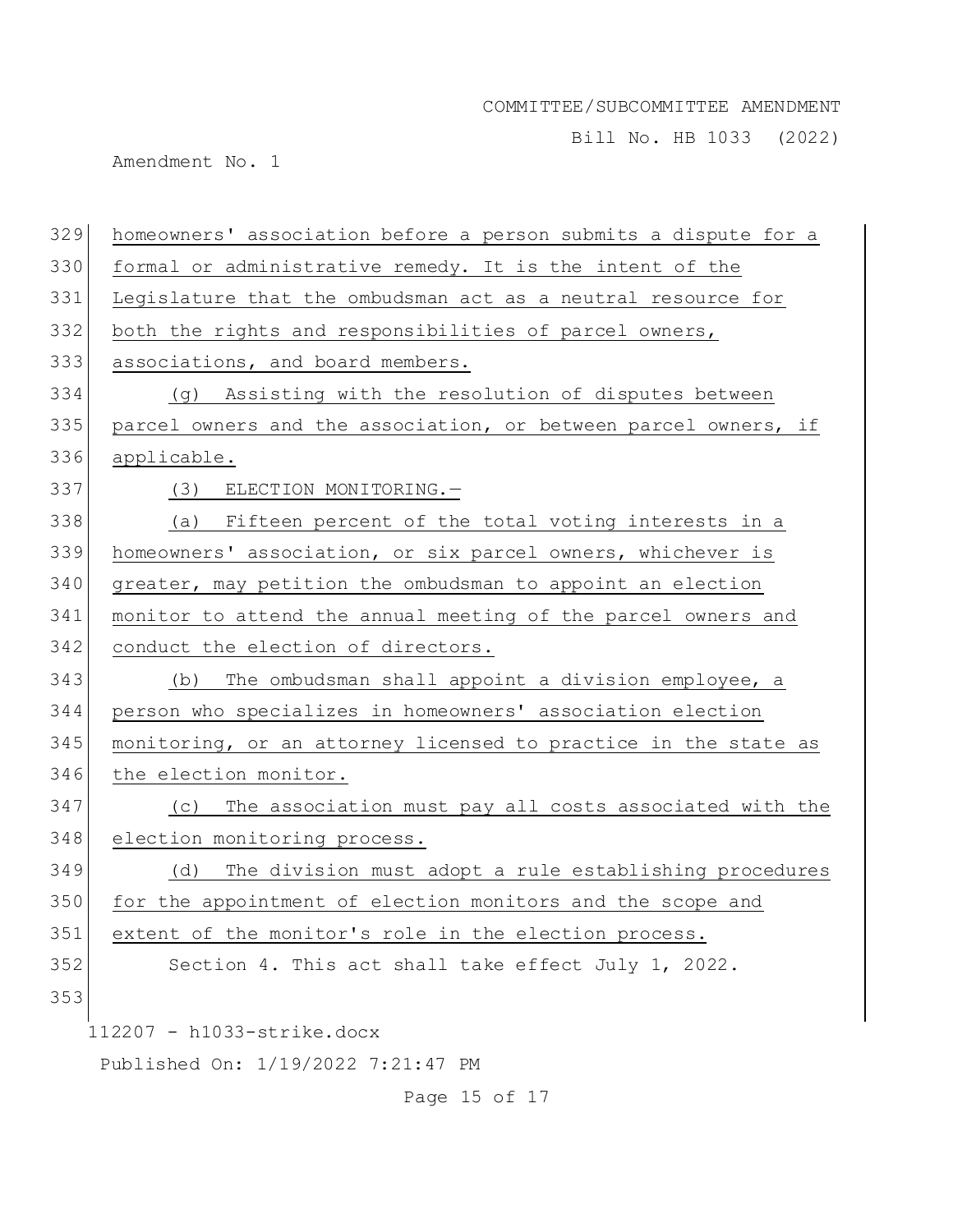homeowners' association before a person submits a dispute for a formal or administrative remedy. It is the intent of the Legislature that the ombudsman act as a neutral resource for both the rights and responsibilities of parcel owners, associations, and board members.

(g) Assisting with the resolution of disputes between parcel owners and the association, or between parcel owners, if applicable.

(3) ELECTION MONITORING.—

(a) Fifteen percent of the total voting interests in a homeowners' association, or six parcel owners, whichever is greater, may petition the ombudsman to appoint an election monitor to attend the annual meeting of the parcel owners and conduct the election of directors.

(b) The ombudsman shall appoint a division employee, a person who specializes in homeowners' association election monitoring, or an attorney licensed to practice in the state as the election monitor.

(c) The association must pay all costs associated with the election monitoring process.

(d) The division must adopt a rule establishing procedures for the appointment of election monitors and the scope and extent of the monitor's role in the election process.

Section 4. This act shall take effect July 1, 2022.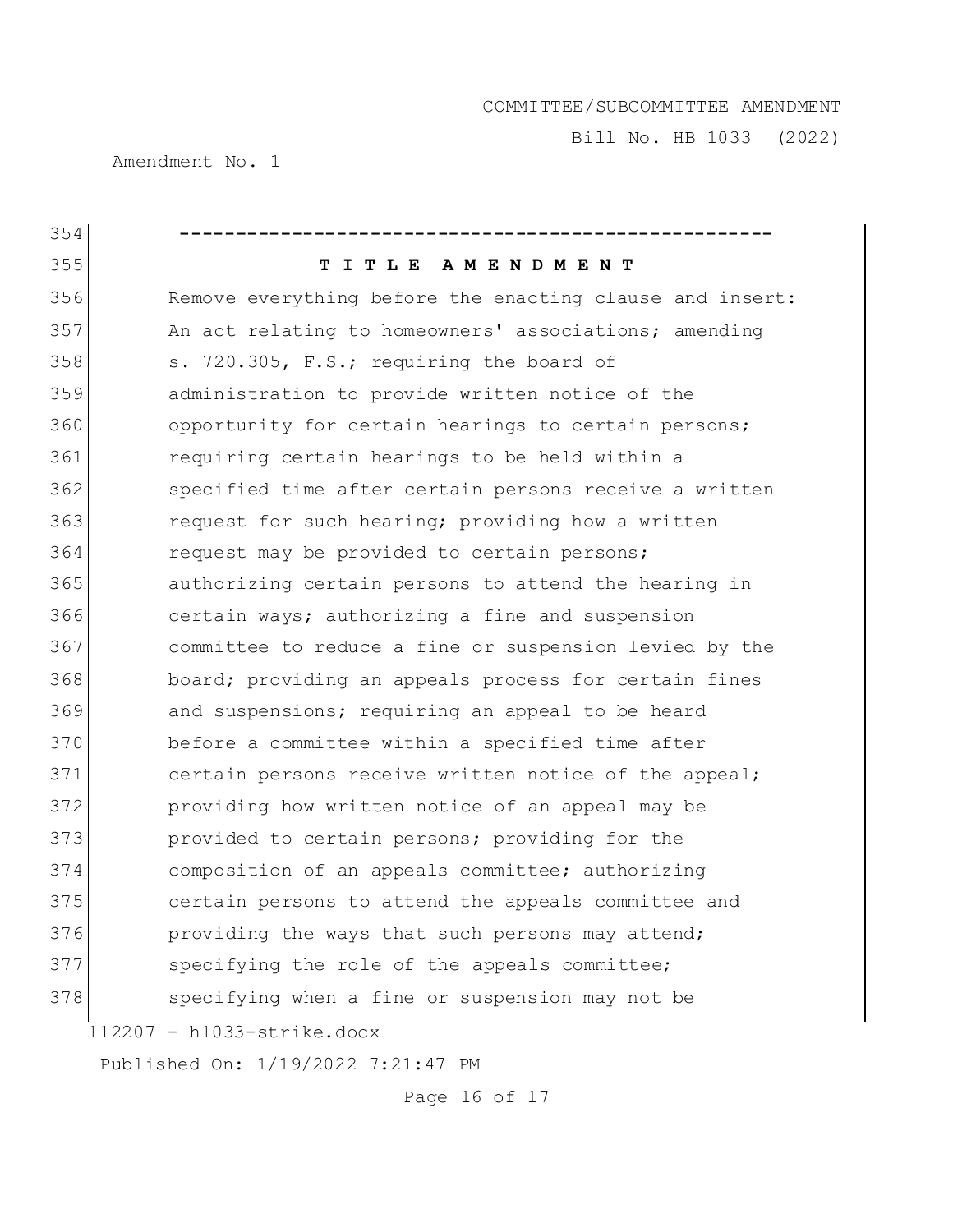-----------------------------------------------------

**T I T L E A M E N D M E N T**

Remove everything before the enacting clause and insert:

An act relating to homeowners' associations; amending s. 720.305, F.S.; requiring the board of administration to provide written notice of the opportunity for certain hearings to certain persons; requiring certain hearings to be held within a specified time after certain persons receive a written request for such hearing; providing how a written request may be provided to certain persons; authorizing certain persons to attend the hearing in certain ways; authorizing a fine and suspension committee to reduce a fine or suspension levied by the board; providing an appeals process for certain fines and suspensions; requiring an appeal to be heard before a committee within a specified time after certain persons receive written notice of the appeal; providing how written notice of an appeal may be provided to certain persons; providing for the composition of an appeals committee; authorizing certain persons to attend the appeals committee and providing the ways that such persons may attend; specifying the role of the appeals committee; specifying when a fine or suspension may not be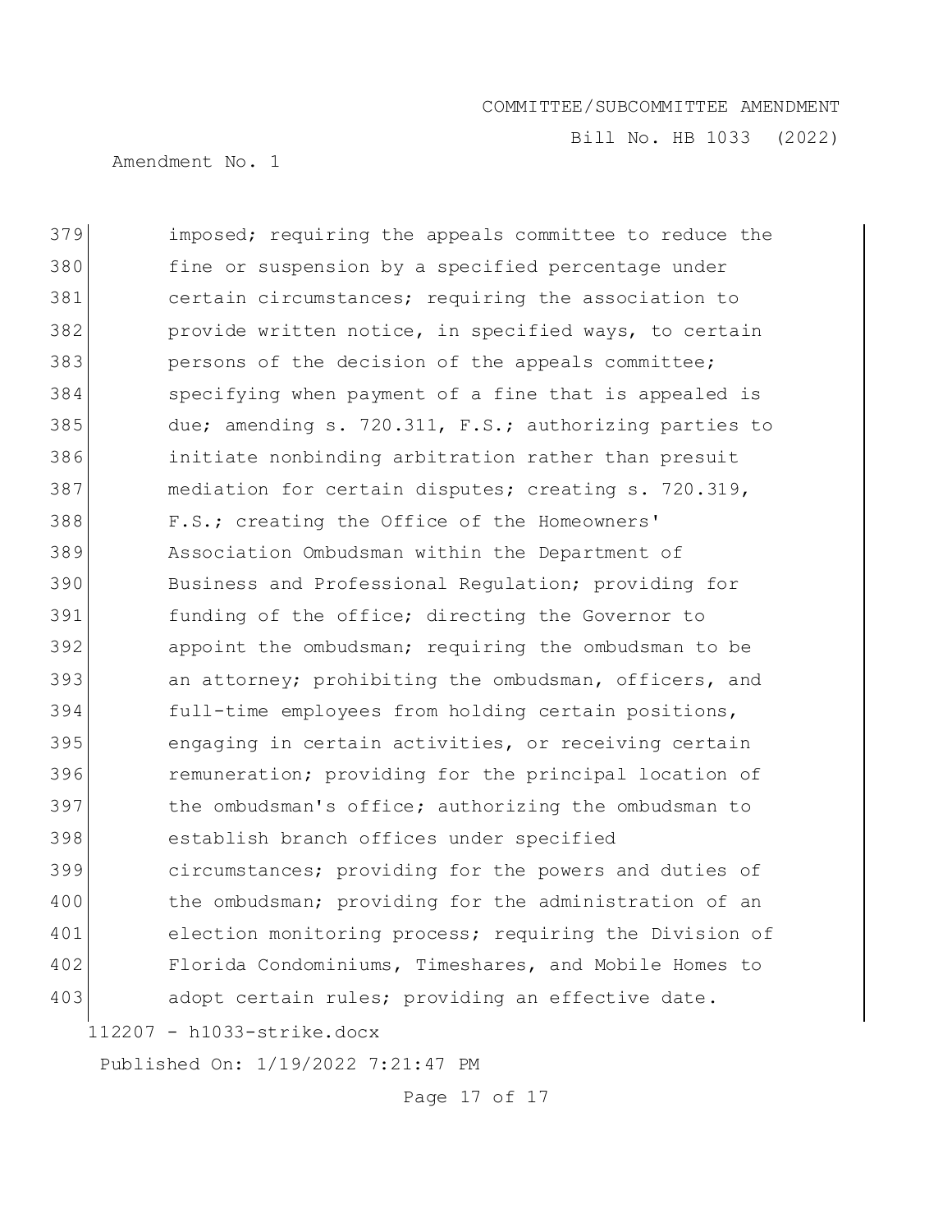379 imposed; requiring the appeals committee to reduce the
380 fine or suspension by a specified percentage under
381 certain circumstances; requiring the association to
382 provide written notice, in specified ways, to certain
383 persons of the decision of the appeals committee;
384 specifying when payment of a fine that is appealed is
385 due; amending s. 720.311, F.S.; authorizing parties to
386 initiate nonbinding arbitration rather than presuit
387 mediation for certain disputes; creating s. 720.319,
388 F.S.; creating the Office of the Homeowners'
389 Association Ombudsman within the Department of
390 Business and Professional Regulation; providing for
391 funding of the office; directing the Governor to
392 appoint the ombudsman; requiring the ombudsman to be
393 an attorney; prohibiting the ombudsman, officers, and
394 full-time employees from holding certain positions,
395 engaging in certain activities, or receiving certain
396 remuneration; providing for the principal location of
397 the ombudsman's office; authorizing the ombudsman to
398 establish branch offices under specified
399 circumstances; providing for the powers and duties of
400 the ombudsman; providing for the administration of an
401 election monitoring process; requiring the Division of
402 Florida Condominiums, Timeshares, and Mobile Homes to
403 adopt certain rules; providing an effective date.